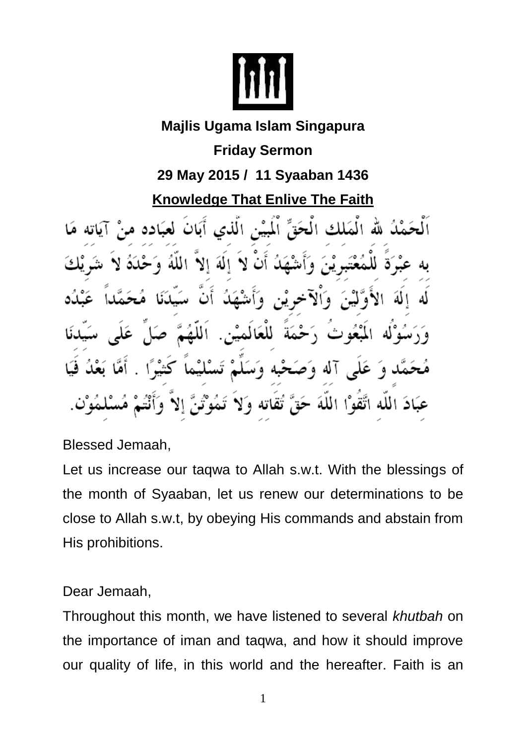**Majlis Ugama Islam Singapura**

**Friday Sermon**

**29 May 2015 / 11 Syaaban 1436**

## Knowledge That Enlive The Faith

اَلْحَمْدُ للهِ الْمَلِكِ الْحَقِّ الْمُبِيْنِ الَّذِي أَبَانَ لِعِبَادِهِ مِنْ آيَاتِهِ مَا بِهِ عِبْرَةً لِلْمُعْتَبِرِيْنَ وَأَشْهَدُ أَنْ لاَ إِلَهَ إِلاَّ اللهُ وَحْدَهُ لاَ شَرِيْكَ لَهُ إِلَهَ الأَوَّلِيْنَ وَالآخِرِيْنَ وَأَشْهَدُ أَنَّ سَيِّدَنَا مُحَمَّداً عَبْدُهُ وَرَسُوْلُهُ الْمَبْعُوثُ رَحْمَةً لِلْعَالَمِيْنَ. اَللَّهُمَّ صَلِّ عَلَى سَيِّدِنَا مُحَمَّدٍ وَ عَلَى آلِهِ وَصَحْبِهِ وَسَلِّمْ تَسْلِيْماً كَثِيْرًا . أَمَّا بَعْدُ فَيَا عِبَادَ اللهِ اتَّقُوْا اللهَ حَقَّ تُقَاتِهِ وَلاَ تَمُوْتُنَّ إِلاَّ وَأَنْتُمْ مُسْلِمُوْنَ.

Blessed Jemaah,

Let us increase our taqwa to Allah s.w.t. With the blessings of the month of Syaaban, let us renew our determinations to be close to Allah s.w.t, by obeying His commands and abstain from His prohibitions.

Dear Jemaah,

Throughout this month, we have listened to several *khutbah* on the importance of iman and taqwa, and how it should improve our quality of life, in this world and the hereafter. Faith is an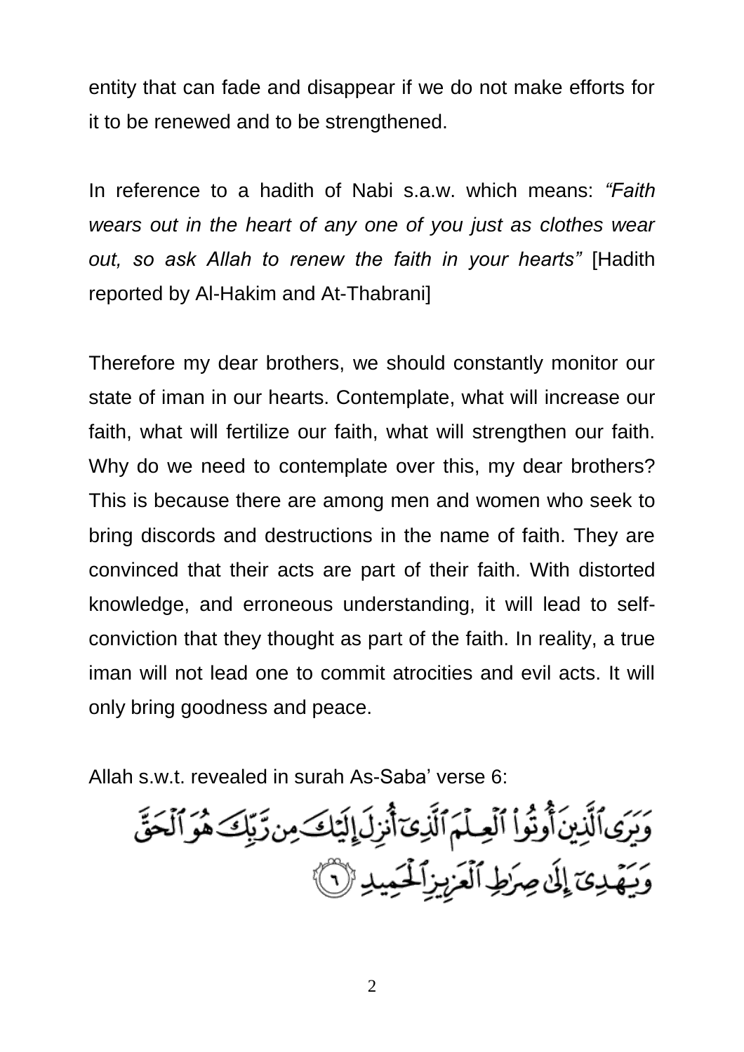entity that can fade and disappear if we do not make efforts for it to be renewed and to be strengthened.

In reference to a hadith of Nabi s.a.w. which means: *"Faith wears out in the heart of any one of you just as clothes wear out, so ask Allah to renew the faith in your hearts"* [Hadith reported by Al-Hakim and At-Thabrani]

Therefore my dear brothers, we should constantly monitor our state of iman in our hearts. Contemplate, what will increase our faith, what will fertilize our faith, what will strengthen our faith. Why do we need to contemplate over this, my dear brothers? This is because there are among men and women who seek to bring discords and destructions in the name of faith. They are convinced that their acts are part of their faith. With distorted knowledge, and erroneous understanding, it will lead to self-conviction that they thought as part of the faith. In reality, a true iman will not lead one to commit atrocities and evil acts. It will only bring goodness and peace.

Allah s.w.t. revealed in surah As-Saba' verse 6:

وَيَرَى ٱلَّذِينَ أُوتُوا۟ ٱلْعِلْمَ ٱلَّذِىٓ أُنزِلَ إِلَيْكَ مِن رَّبِّكَ هُوَ ٱلْحَقَّ وَيَهْدِىٓ إِلَىٰ صِرَٰطِ ٱلْعَزِيزِ ٱلْحَمِيدِ ﴿٦﴾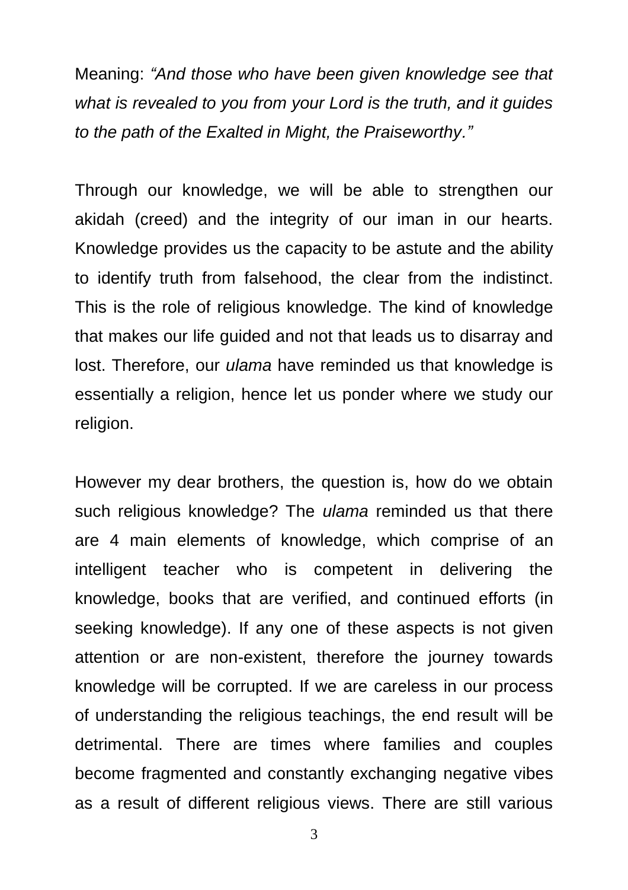Meaning: *“And those who have been given knowledge see that what is revealed to you from your Lord is the truth, and it guides to the path of the Exalted in Might, the Praiseworthy.”*

Through our knowledge, we will be able to strengthen our akidah (creed) and the integrity of our iman in our hearts. Knowledge provides us the capacity to be astute and the ability to identify truth from falsehood, the clear from the indistinct. This is the role of religious knowledge. The kind of knowledge that makes our life guided and not that leads us to disarray and lost. Therefore, our *ulama* have reminded us that knowledge is essentially a religion, hence let us ponder where we study our religion.

However my dear brothers, the question is, how do we obtain such religious knowledge? The *ulama* reminded us that there are 4 main elements of knowledge, which comprise of an intelligent teacher who is competent in delivering the knowledge, books that are verified, and continued efforts (in seeking knowledge). If any one of these aspects is not given attention or are non-existent, therefore the journey towards knowledge will be corrupted. If we are careless in our process of understanding the religious teachings, the end result will be detrimental. There are times where families and couples become fragmented and constantly exchanging negative vibes as a result of different religious views. There are still various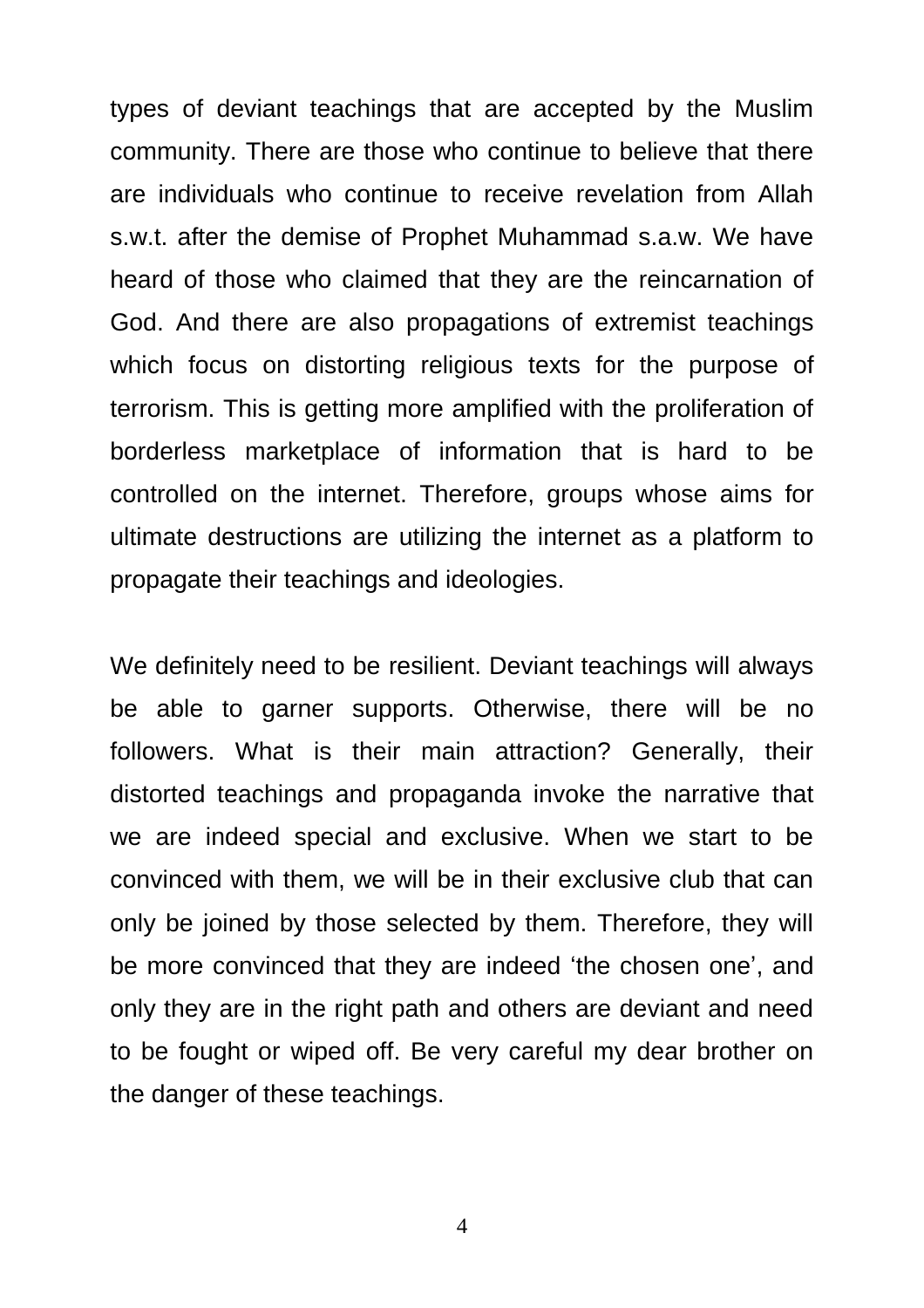types of deviant teachings that are accepted by the Muslim community. There are those who continue to believe that there are individuals who continue to receive revelation from Allah s.w.t. after the demise of Prophet Muhammad s.a.w. We have heard of those who claimed that they are the reincarnation of God. And there are also propagations of extremist teachings which focus on distorting religious texts for the purpose of terrorism. This is getting more amplified with the proliferation of borderless marketplace of information that is hard to be controlled on the internet. Therefore, groups whose aims for ultimate destructions are utilizing the internet as a platform to propagate their teachings and ideologies.

We definitely need to be resilient. Deviant teachings will always be able to garner supports. Otherwise, there will be no followers. What is their main attraction? Generally, their distorted teachings and propaganda invoke the narrative that we are indeed special and exclusive. When we start to be convinced with them, we will be in their exclusive club that can only be joined by those selected by them. Therefore, they will be more convinced that they are indeed 'the chosen one', and only they are in the right path and others are deviant and need to be fought or wiped off. Be very careful my dear brother on the danger of these teachings.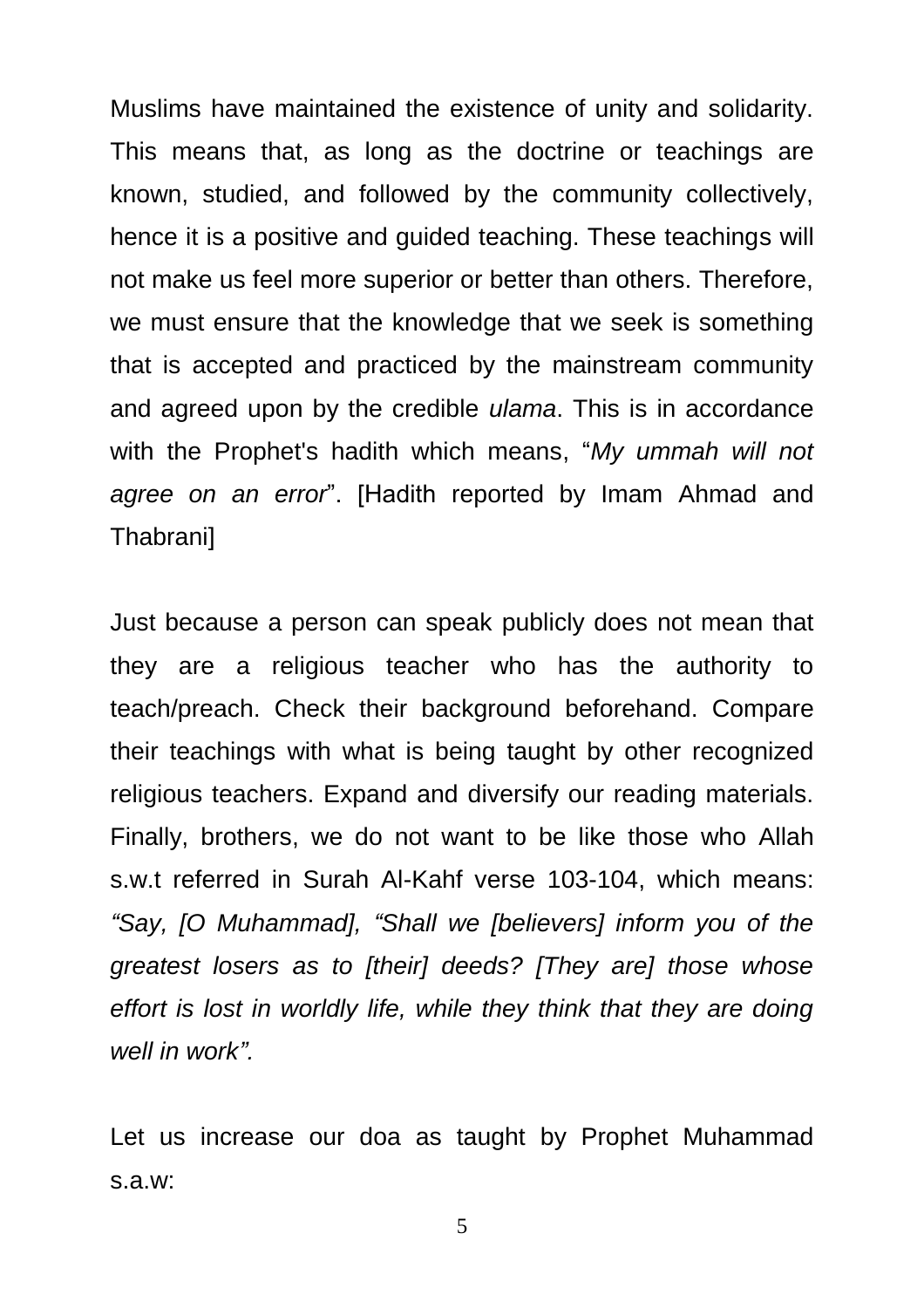Muslims have maintained the existence of unity and solidarity. This means that, as long as the doctrine or teachings are known, studied, and followed by the community collectively, hence it is a positive and guided teaching. These teachings will not make us feel more superior or better than others. Therefore, we must ensure that the knowledge that we seek is something that is accepted and practiced by the mainstream community and agreed upon by the credible *ulama*. This is in accordance with the Prophet's hadith which means, "*My ummah will not agree on an error*". [Hadith reported by Imam Ahmad and Thabrani]

Just because a person can speak publicly does not mean that they are a religious teacher who has the authority to teach/preach. Check their background beforehand. Compare their teachings with what is being taught by other recognized religious teachers. Expand and diversify our reading materials. Finally, brothers, we do not want to be like those who Allah s.w.t referred in Surah Al-Kahf verse 103-104, which means: *"Say, [O Muhammad], "Shall we [believers] inform you of the greatest losers as to [their] deeds? [They are] those whose effort is lost in worldly life, while they think that they are doing well in work".*

Let us increase our doa as taught by Prophet Muhammad s.a.w: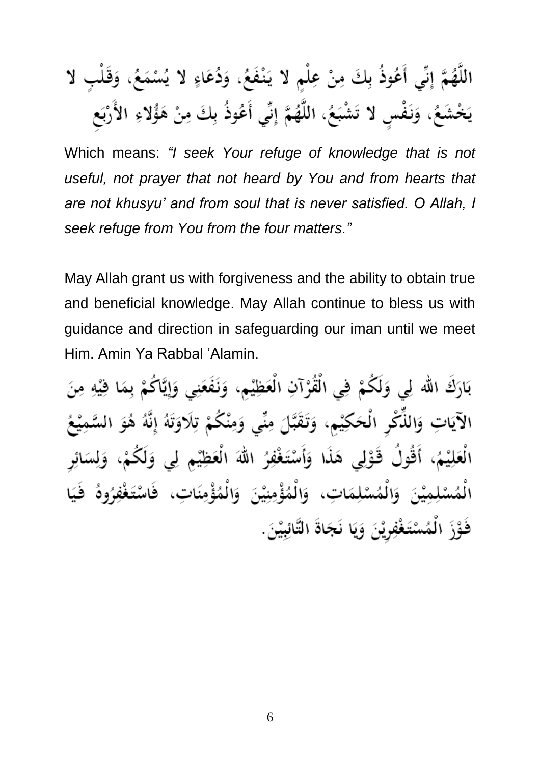اللَّهُمَّ إِنِّي أَعُوذُ بِكَ مِنْ عِلْمٍ لا يَنْفَعُ، وَدُعَاءٍ لا يُسْمَعُ، وَقَلْبٍ لا يَخْشَعُ، وَنَفْسٍ لا تَشْبَعُ، اللَّهُمَّ إِنِّي أَعُوذُ بِكَ مِنْ هَؤُلاءِ الأَرْبَعِ

Which means: *"I seek Your refuge of knowledge that is not useful, not prayer that not heard by You and from hearts that are not khusyu' and from soul that is never satisfied. O Allah, I seek refuge from You from the four matters."*

May Allah grant us with forgiveness and the ability to obtain true and beneficial knowledge. May Allah continue to bless us with guidance and direction in safeguarding our iman until we meet Him. Amin Ya Rabbal 'Alamin.

بَارَكَ اللهُ لِي وَلَكُمْ فِي الْقُرْآنِ الْعَظِيْمِ، وَنَفَعَنِي وَإِيَّاكُمْ بِمَا فِيْهِ مِنَ الآيَاتِ وَالذِّكْرِ الْحَكِيْمِ، وَتَقَبَّلَ مِنِّي وَمِنْكُمْ تِلاوَتَهُ إِنَّهُ هُوَ السَّمِيْعُ الْعَلِيْمُ، أَقُوْلُ قَوْلِي هَذَا وَأَسْتَغْفِرُ اللهَ الْعَظِيْمَ لِي وَلَكُمْ، وَلِسَائِرِ الْمُسْلِمِيْنَ وَالْمُسْلِمَاتِ، وَالْمُؤْمِنِيْنَ وَالْمُؤْمِنَاتِ، فَاسْتَغْفِرُوهُ فَيَا فَوْزَ الْمُسْتَغْفِرِيْنَ وَيَا نَجَاةَ التَّائِبِيْنَ.